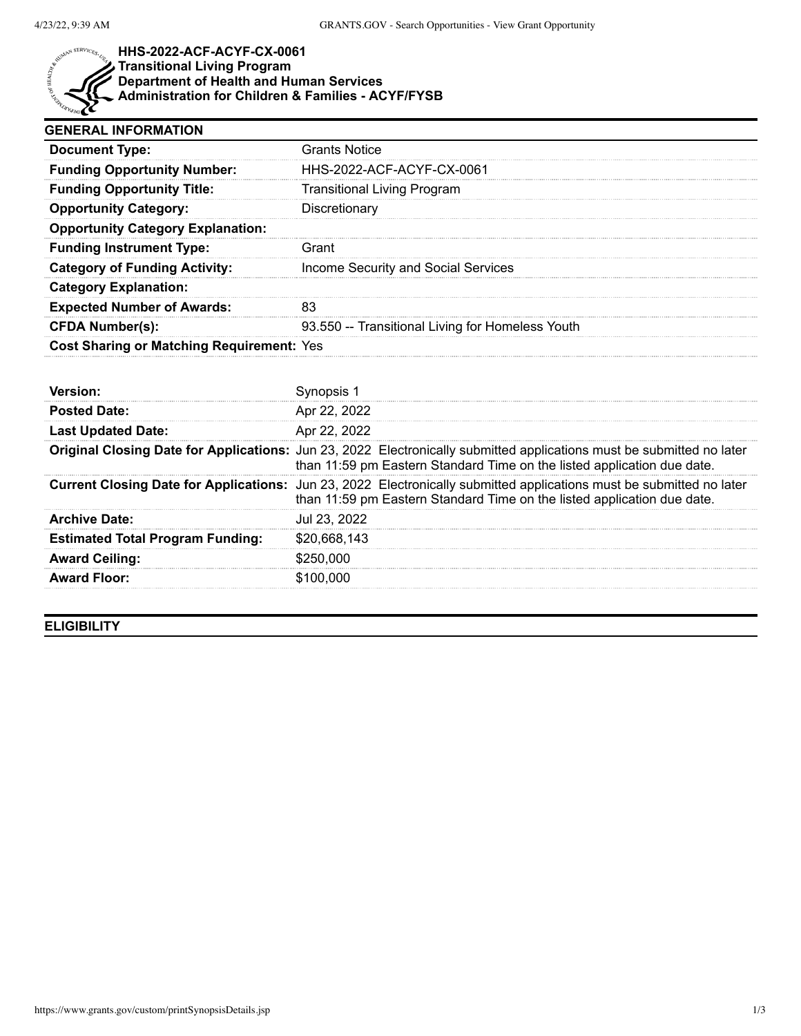# HHS-2022-ACF-ACYF-CX-0061
## Transitional Living Program
## Department of Health and Human Services
## Administration for Children & Families - ACYF/FYSB

### GENERAL INFORMATION

| | |
|---|---|
| **Document Type:** | Grants Notice |
| **Funding Opportunity Number:** | HHS-2022-ACF-ACYF-CX-0061 |
| **Funding Opportunity Title:** | Transitional Living Program |
| **Opportunity Category:** | Discretionary |
| **Opportunity Category Explanation:** | |
| **Funding Instrument Type:** | Grant |
| **Category of Funding Activity:** | Income Security and Social Services |
| **Category Explanation:** | |
| **Expected Number of Awards:** | 83 |
| **CFDA Number(s):** | 93.550 -- Transitional Living for Homeless Youth |
| **Cost Sharing or Matching Requirement:** | Yes |

| | |
|---|---|
| **Version:** | Synopsis 1 |
| **Posted Date:** | Apr 22, 2022 |
| **Last Updated Date:** | Apr 22, 2022 |
| **Original Closing Date for Applications:** | Jun 23, 2022 Electronically submitted applications must be submitted no later than 11:59 pm Eastern Standard Time on the listed application due date. |
| **Current Closing Date for Applications:** | Jun 23, 2022 Electronically submitted applications must be submitted no later than 11:59 pm Eastern Standard Time on the listed application due date. |
| **Archive Date:** | Jul 23, 2022 |
| **Estimated Total Program Funding:** | $20,668,143 |
| **Award Ceiling:** | $250,000 |
| **Award Floor:** | $100,000 |

### ELIGIBILITY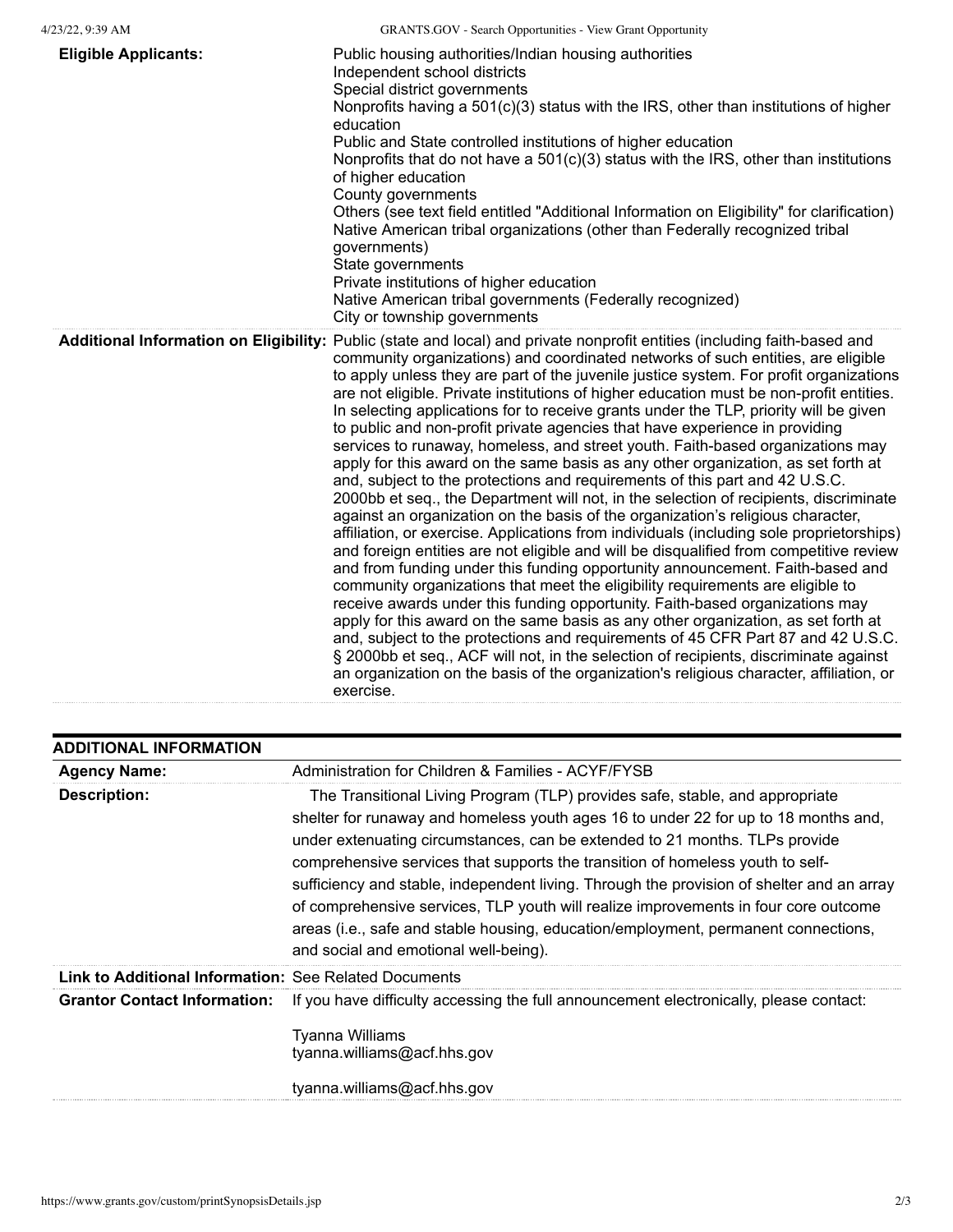| | |
|---|---|
| **Eligible Applicants:** | Public housing authorities/Indian housing authorities<br>Independent school districts<br>Special district governments<br>Nonprofits having a 501(c)(3) status with the IRS, other than institutions of higher education<br>Public and State controlled institutions of higher education<br>Nonprofits that do not have a 501(c)(3) status with the IRS, other than institutions of higher education<br>County governments<br>Others (see text field entitled "Additional Information on Eligibility" for clarification)<br>Native American tribal organizations (other than Federally recognized tribal governments)<br>State governments<br>Private institutions of higher education<br>Native American tribal governments (Federally recognized)<br>City or township governments |
| **Additional Information on Eligibility:** | Public (state and local) and private nonprofit entities (including faith-based and community organizations) and coordinated networks of such entities, are eligible to apply unless they are part of the juvenile justice system. For profit organizations are not eligible. Private institutions of higher education must be non-profit entities. In selecting applications for to receive grants under the TLP, priority will be given to public and non-profit private agencies that have experience in providing services to runaway, homeless, and street youth. Faith-based organizations may apply for this award on the same basis as any other organization, as set forth at and, subject to the protections and requirements of this part and 42 U.S.C. 2000bb et seq., the Department will not, in the selection of recipients, discriminate against an organization on the basis of the organization's religious character, affiliation, or exercise. Applications from individuals (including sole proprietorships) and foreign entities are not eligible and will be disqualified from competitive review and from funding under this funding opportunity announcement. Faith-based and community organizations that meet the eligibility requirements are eligible to receive awards under this funding opportunity. Faith-based organizations may apply for this award on the same basis as any other organization, as set forth at and, subject to the protections and requirements of 45 CFR Part 87 and 42 U.S.C. § 2000bb et seq., ACF will not, in the selection of recipients, discriminate against an organization on the basis of the organization's religious character, affiliation, or exercise. |

## ADDITIONAL INFORMATION

| | |
|---|---|
| **Agency Name:** | Administration for Children & Families - ACYF/FYSB |
| **Description:** | The Transitional Living Program (TLP) provides safe, stable, and appropriate shelter for runaway and homeless youth ages 16 to under 22 for up to 18 months and, under extenuating circumstances, can be extended to 21 months. TLPs provide comprehensive services that supports the transition of homeless youth to self-sufficiency and stable, independent living. Through the provision of shelter and an array of comprehensive services, TLP youth will realize improvements in four core outcome areas (i.e., safe and stable housing, education/employment, permanent connections, and social and emotional well-being). |
| **Link to Additional Information:** | See Related Documents |
| **Grantor Contact Information:** | If you have difficulty accessing the full announcement electronically, please contact:<br><br>Tyanna Williams<br>tyanna.williams@acf.hhs.gov<br><br>tyanna.williams@acf.hhs.gov |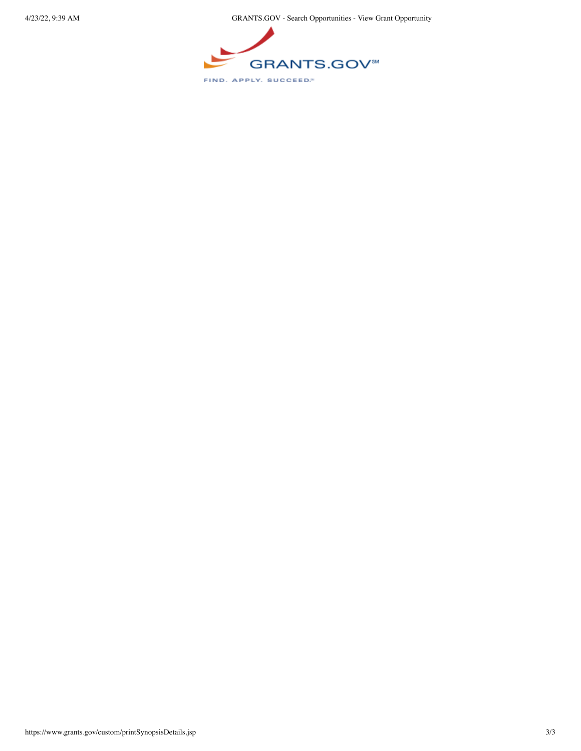GRANTS.GOV[SM]

FIND. APPLY. SUCCEED.[SM]